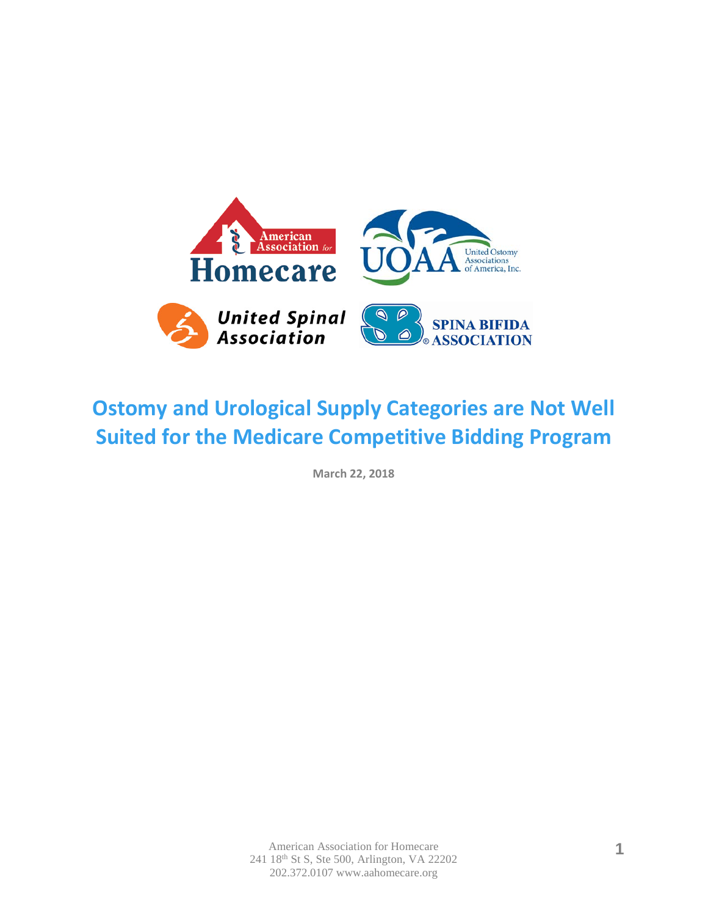# Ostomy and Urological Supply Categories are Not Well Suited for the Medicare Competitive Bidding Program

**March 22, 2018**

American Association for Homecare
241 18th St S, Ste 500, Arlington, VA 22202
202.372.0107 www.aahomecare.org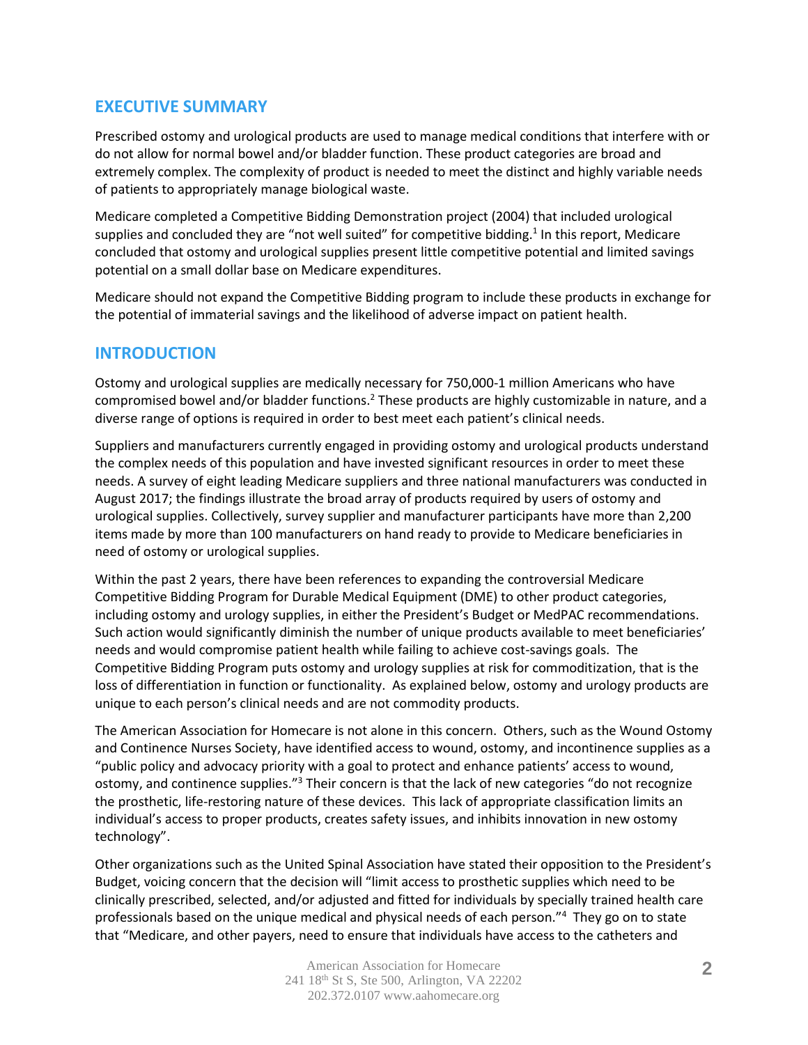## EXECUTIVE SUMMARY

Prescribed ostomy and urological products are used to manage medical conditions that interfere with or do not allow for normal bowel and/or bladder function. These product categories are broad and extremely complex. The complexity of product is needed to meet the distinct and highly variable needs of patients to appropriately manage biological waste.

Medicare completed a Competitive Bidding Demonstration project (2004) that included urological supplies and concluded they are "not well suited" for competitive bidding.[1] In this report, Medicare concluded that ostomy and urological supplies present little competitive potential and limited savings potential on a small dollar base on Medicare expenditures.

Medicare should not expand the Competitive Bidding program to include these products in exchange for the potential of immaterial savings and the likelihood of adverse impact on patient health.

## INTRODUCTION

Ostomy and urological supplies are medically necessary for 750,000-1 million Americans who have compromised bowel and/or bladder functions.[2] These products are highly customizable in nature, and a diverse range of options is required in order to best meet each patient's clinical needs.

Suppliers and manufacturers currently engaged in providing ostomy and urological products understand the complex needs of this population and have invested significant resources in order to meet these needs. A survey of eight leading Medicare suppliers and three national manufacturers was conducted in August 2017; the findings illustrate the broad array of products required by users of ostomy and urological supplies. Collectively, survey supplier and manufacturer participants have more than 2,200 items made by more than 100 manufacturers on hand ready to provide to Medicare beneficiaries in need of ostomy or urological supplies.

Within the past 2 years, there have been references to expanding the controversial Medicare Competitive Bidding Program for Durable Medical Equipment (DME) to other product categories, including ostomy and urology supplies, in either the President's Budget or MedPAC recommendations. Such action would significantly diminish the number of unique products available to meet beneficiaries' needs and would compromise patient health while failing to achieve cost-savings goals. The Competitive Bidding Program puts ostomy and urology supplies at risk for commoditization, that is the loss of differentiation in function or functionality. As explained below, ostomy and urology products are unique to each person's clinical needs and are not commodity products.

The American Association for Homecare is not alone in this concern. Others, such as the Wound Ostomy and Continence Nurses Society, have identified access to wound, ostomy, and incontinence supplies as a "public policy and advocacy priority with a goal to protect and enhance patients' access to wound, ostomy, and continence supplies."[3] Their concern is that the lack of new categories "do not recognize the prosthetic, life-restoring nature of these devices. This lack of appropriate classification limits an individual's access to proper products, creates safety issues, and inhibits innovation in new ostomy technology".

Other organizations such as the United Spinal Association have stated their opposition to the President's Budget, voicing concern that the decision will "limit access to prosthetic supplies which need to be clinically prescribed, selected, and/or adjusted and fitted for individuals by specially trained health care professionals based on the unique medical and physical needs of each person."[4] They go on to state that "Medicare, and other payers, need to ensure that individuals have access to the catheters and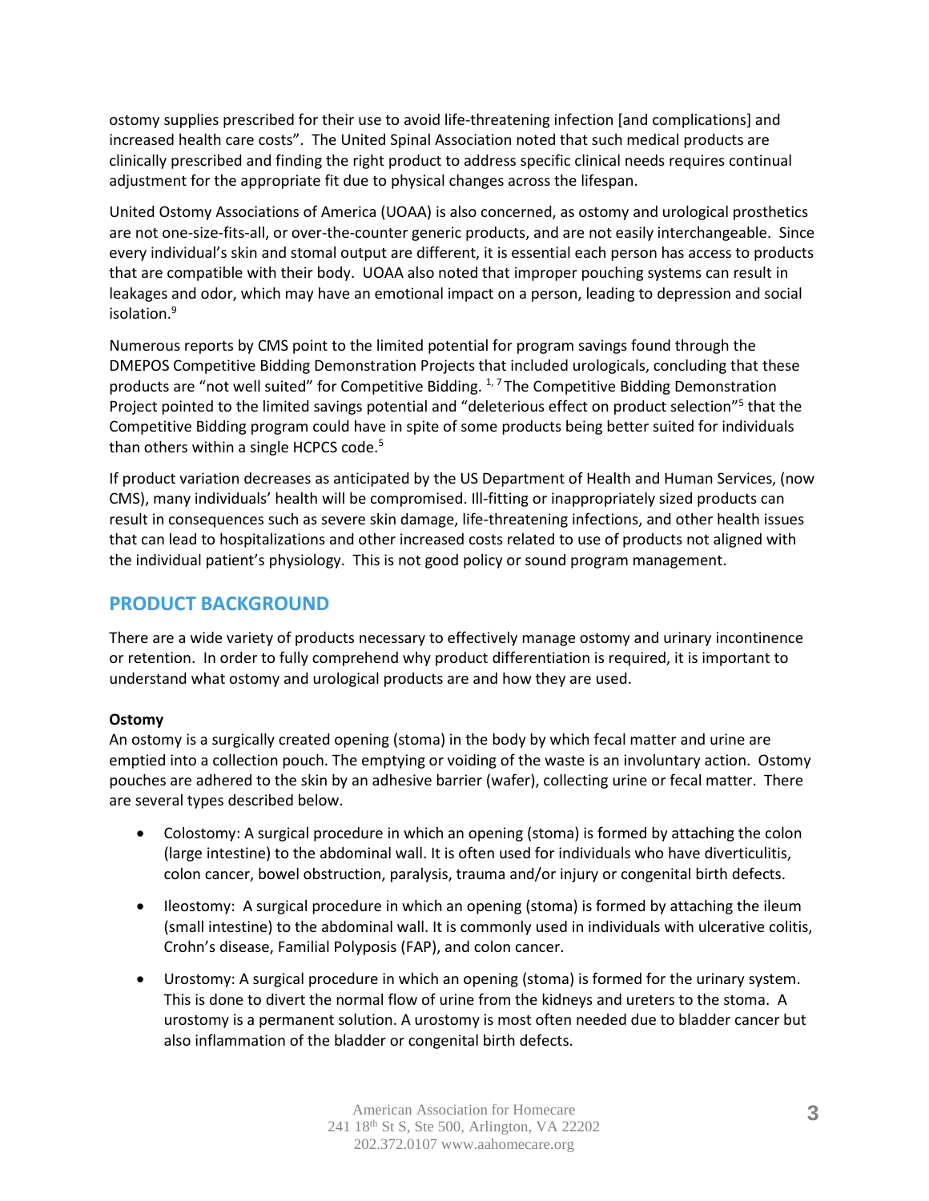ostomy supplies prescribed for their use to avoid life-threatening infection [and complications] and increased health care costs". The United Spinal Association noted that such medical products are clinically prescribed and finding the right product to address specific clinical needs requires continual adjustment for the appropriate fit due to physical changes across the lifespan.

United Ostomy Associations of America (UOAA) is also concerned, as ostomy and urological prosthetics are not one-size-fits-all, or over-the-counter generic products, and are not easily interchangeable. Since every individual's skin and stomal output are different, it is essential each person has access to products that are compatible with their body. UOAA also noted that improper pouching systems can result in leakages and odor, which may have an emotional impact on a person, leading to depression and social isolation.[9]

Numerous reports by CMS point to the limited potential for program savings found through the DMEPOS Competitive Bidding Demonstration Projects that included urologicals, concluding that these products are "not well suited" for Competitive Bidding. [1, 7] The Competitive Bidding Demonstration Project pointed to the limited savings potential and "deleterious effect on product selection"[5] that the Competitive Bidding program could have in spite of some products being better suited for individuals than others within a single HCPCS code.[5]

If product variation decreases as anticipated by the US Department of Health and Human Services, (now CMS), many individuals' health will be compromised. Ill-fitting or inappropriately sized products can result in consequences such as severe skin damage, life-threatening infections, and other health issues that can lead to hospitalizations and other increased costs related to use of products not aligned with the individual patient's physiology. This is not good policy or sound program management.

## PRODUCT BACKGROUND

There are a wide variety of products necessary to effectively manage ostomy and urinary incontinence or retention. In order to fully comprehend why product differentiation is required, it is important to understand what ostomy and urological products are and how they are used.

**Ostomy**

An ostomy is a surgically created opening (stoma) in the body by which fecal matter and urine are emptied into a collection pouch. The emptying or voiding of the waste is an involuntary action. Ostomy pouches are adhered to the skin by an adhesive barrier (wafer), collecting urine or fecal matter. There are several types described below.

- Colostomy: A surgical procedure in which an opening (stoma) is formed by attaching the colon (large intestine) to the abdominal wall. It is often used for individuals who have diverticulitis, colon cancer, bowel obstruction, paralysis, trauma and/or injury or congenital birth defects.
- Ileostomy: A surgical procedure in which an opening (stoma) is formed by attaching the ileum (small intestine) to the abdominal wall. It is commonly used in individuals with ulcerative colitis, Crohn's disease, Familial Polyposis (FAP), and colon cancer.
- Urostomy: A surgical procedure in which an opening (stoma) is formed for the urinary system. This is done to divert the normal flow of urine from the kidneys and ureters to the stoma. A urostomy is a permanent solution. A urostomy is most often needed due to bladder cancer but also inflammation of the bladder or congenital birth defects.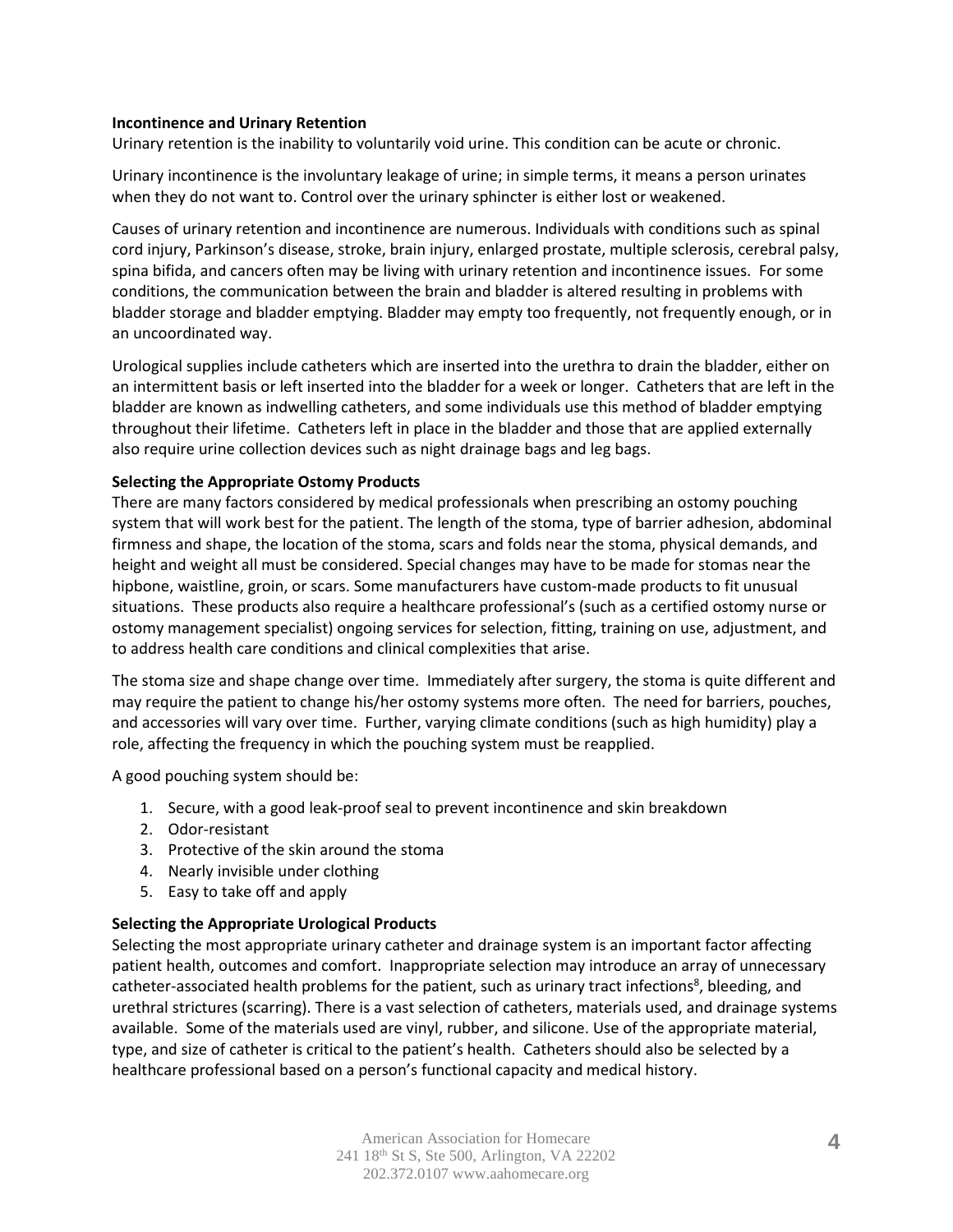**Incontinence and Urinary Retention**

Urinary retention is the inability to voluntarily void urine. This condition can be acute or chronic.

Urinary incontinence is the involuntary leakage of urine; in simple terms, it means a person urinates when they do not want to. Control over the urinary sphincter is either lost or weakened.

Causes of urinary retention and incontinence are numerous. Individuals with conditions such as spinal cord injury, Parkinson's disease, stroke, brain injury, enlarged prostate, multiple sclerosis, cerebral palsy, spina bifida, and cancers often may be living with urinary retention and incontinence issues. For some conditions, the communication between the brain and bladder is altered resulting in problems with bladder storage and bladder emptying. Bladder may empty too frequently, not frequently enough, or in an uncoordinated way.

Urological supplies include catheters which are inserted into the urethra to drain the bladder, either on an intermittent basis or left inserted into the bladder for a week or longer. Catheters that are left in the bladder are known as indwelling catheters, and some individuals use this method of bladder emptying throughout their lifetime. Catheters left in place in the bladder and those that are applied externally also require urine collection devices such as night drainage bags and leg bags.

**Selecting the Appropriate Ostomy Products**

There are many factors considered by medical professionals when prescribing an ostomy pouching system that will work best for the patient. The length of the stoma, type of barrier adhesion, abdominal firmness and shape, the location of the stoma, scars and folds near the stoma, physical demands, and height and weight all must be considered. Special changes may have to be made for stomas near the hipbone, waistline, groin, or scars. Some manufacturers have custom-made products to fit unusual situations. These products also require a healthcare professional's (such as a certified ostomy nurse or ostomy management specialist) ongoing services for selection, fitting, training on use, adjustment, and to address health care conditions and clinical complexities that arise.

The stoma size and shape change over time. Immediately after surgery, the stoma is quite different and may require the patient to change his/her ostomy systems more often. The need for barriers, pouches, and accessories will vary over time. Further, varying climate conditions (such as high humidity) play a role, affecting the frequency in which the pouching system must be reapplied.

A good pouching system should be:

1. Secure, with a good leak-proof seal to prevent incontinence and skin breakdown
2. Odor-resistant
3. Protective of the skin around the stoma
4. Nearly invisible under clothing
5. Easy to take off and apply

**Selecting the Appropriate Urological Products**

Selecting the most appropriate urinary catheter and drainage system is an important factor affecting patient health, outcomes and comfort. Inappropriate selection may introduce an array of unnecessary catheter-associated health problems for the patient, such as urinary tract infections[8], bleeding, and urethral strictures (scarring). There is a vast selection of catheters, materials used, and drainage systems available. Some of the materials used are vinyl, rubber, and silicone. Use of the appropriate material, type, and size of catheter is critical to the patient's health. Catheters should also be selected by a healthcare professional based on a person's functional capacity and medical history.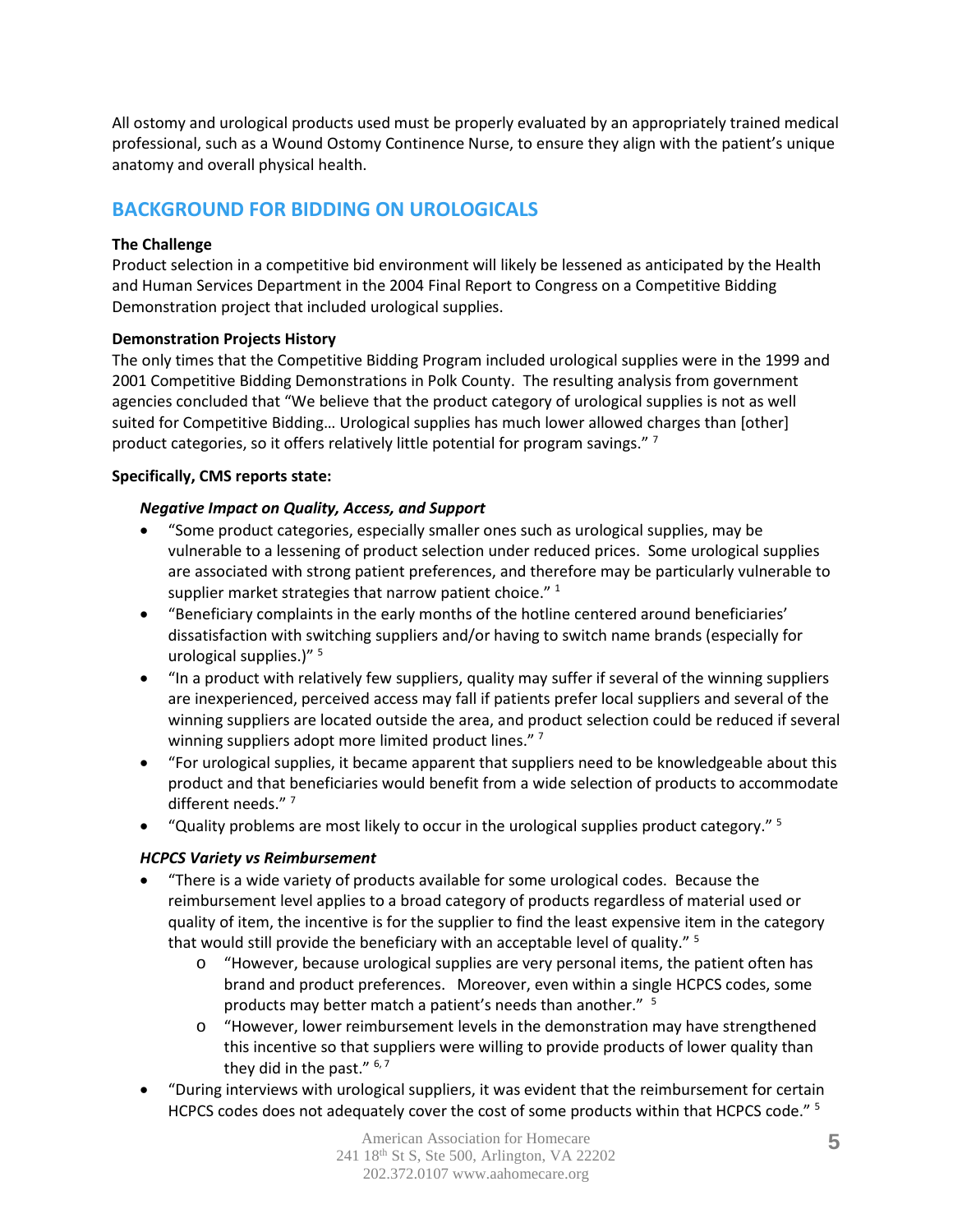All ostomy and urological products used must be properly evaluated by an appropriately trained medical professional, such as a Wound Ostomy Continence Nurse, to ensure they align with the patient's unique anatomy and overall physical health.

## BACKGROUND FOR BIDDING ON UROLOGICALS

**The Challenge**

Product selection in a competitive bid environment will likely be lessened as anticipated by the Health and Human Services Department in the 2004 Final Report to Congress on a Competitive Bidding Demonstration project that included urological supplies.

**Demonstration Projects History**

The only times that the Competitive Bidding Program included urological supplies were in the 1999 and 2001 Competitive Bidding Demonstrations in Polk County. The resulting analysis from government agencies concluded that "We believe that the product category of urological supplies is not as well suited for Competitive Bidding… Urological supplies has much lower allowed charges than [other] product categories, so it offers relatively little potential for program savings." [7]

**Specifically, CMS reports state:**

***Negative Impact on Quality, Access, and Support***

- "Some product categories, especially smaller ones such as urological supplies, may be vulnerable to a lessening of product selection under reduced prices. Some urological supplies are associated with strong patient preferences, and therefore may be particularly vulnerable to supplier market strategies that narrow patient choice." [1]
- "Beneficiary complaints in the early months of the hotline centered around beneficiaries' dissatisfaction with switching suppliers and/or having to switch name brands (especially for urological supplies.)" [5]
- "In a product with relatively few suppliers, quality may suffer if several of the winning suppliers are inexperienced, perceived access may fall if patients prefer local suppliers and several of the winning suppliers are located outside the area, and product selection could be reduced if several winning suppliers adopt more limited product lines." [7]
- "For urological supplies, it became apparent that suppliers need to be knowledgeable about this product and that beneficiaries would benefit from a wide selection of products to accommodate different needs." [7]
- "Quality problems are most likely to occur in the urological supplies product category." [5]

***HCPCS Variety vs Reimbursement***

- "There is a wide variety of products available for some urological codes. Because the reimbursement level applies to a broad category of products regardless of material used or quality of item, the incentive is for the supplier to find the least expensive item in the category that would still provide the beneficiary with an acceptable level of quality." [5]
    - "However, because urological supplies are very personal items, the patient often has brand and product preferences. Moreover, even within a single HCPCS codes, some products may better match a patient's needs than another." [5]
    - "However, lower reimbursement levels in the demonstration may have strengthened this incentive so that suppliers were willing to provide products of lower quality than they did in the past." [6, 7]
- "During interviews with urological suppliers, it was evident that the reimbursement for certain HCPCS codes does not adequately cover the cost of some products within that HCPCS code." [5]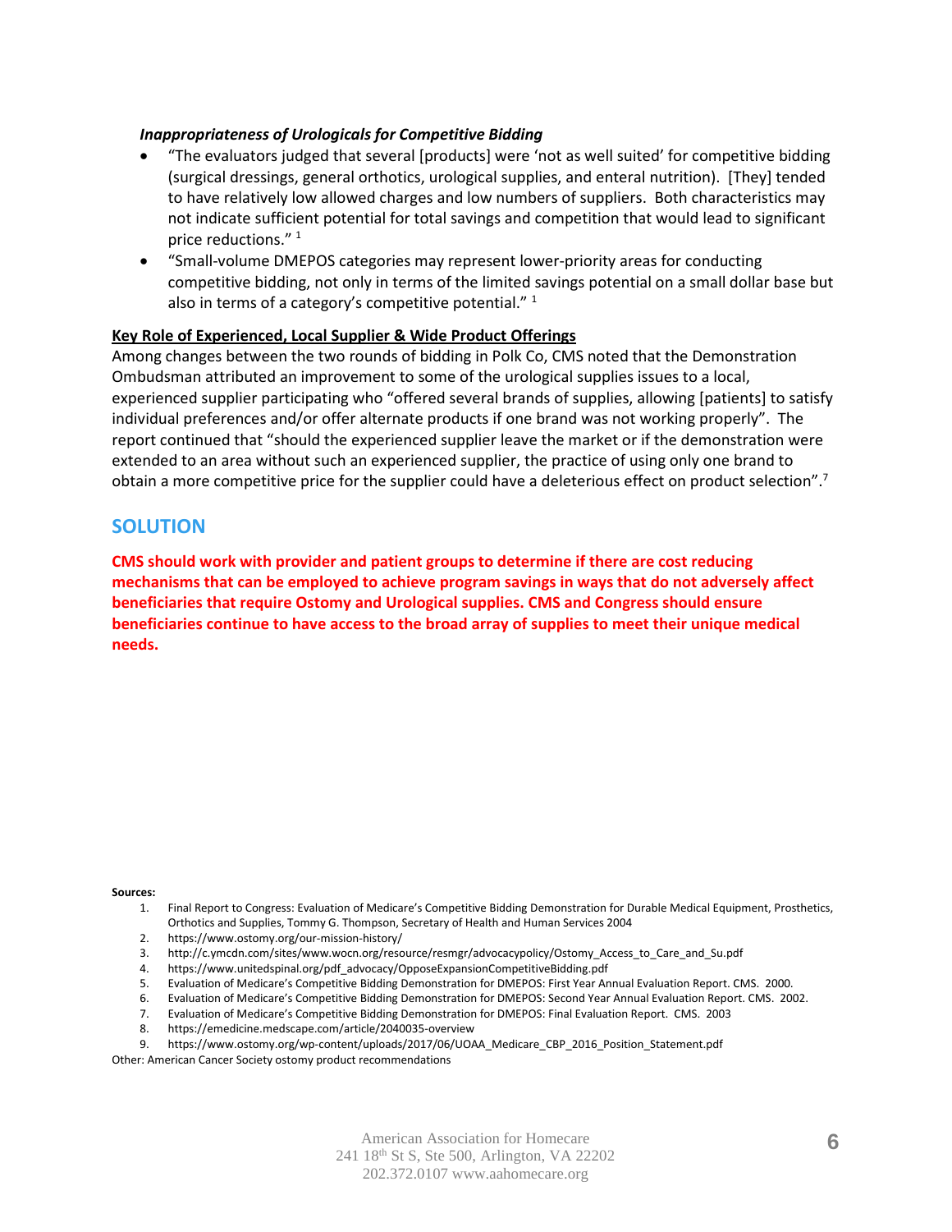***Inappropriateness of Urologicals for Competitive Bidding***

- "The evaluators judged that several [products] were 'not as well suited' for competitive bidding (surgical dressings, general orthotics, urological supplies, and enteral nutrition). [They] tended to have relatively low allowed charges and low numbers of suppliers. Both characteristics may not indicate sufficient potential for total savings and competition that would lead to significant price reductions." [1]
- "Small-volume DMEPOS categories may represent lower-priority areas for conducting competitive bidding, not only in terms of the limited savings potential on a small dollar base but also in terms of a category's competitive potential." [1]

**Key Role of Experienced, Local Supplier & Wide Product Offerings**

Among changes between the two rounds of bidding in Polk Co, CMS noted that the Demonstration Ombudsman attributed an improvement to some of the urological supplies issues to a local, experienced supplier participating who "offered several brands of supplies, allowing [patients] to satisfy individual preferences and/or offer alternate products if one brand was not working properly". The report continued that "should the experienced supplier leave the market or if the demonstration were extended to an area without such an experienced supplier, the practice of using only one brand to obtain a more competitive price for the supplier could have a deleterious effect on product selection".[7]

## SOLUTION

**CMS should work with provider and patient groups to determine if there are cost reducing mechanisms that can be employed to achieve program savings in ways that do not adversely affect beneficiaries that require Ostomy and Urological supplies. CMS and Congress should ensure beneficiaries continue to have access to the broad array of supplies to meet their unique medical needs.**

**Sources:**

1. Final Report to Congress: Evaluation of Medicare's Competitive Bidding Demonstration for Durable Medical Equipment, Prosthetics, Orthotics and Supplies, Tommy G. Thompson, Secretary of Health and Human Services 2004
2. https://www.ostomy.org/our-mission-history/
3. http://c.ymcdn.com/sites/www.wocn.org/resource/resmgr/advocacypolicy/Ostomy_Access_to_Care_and_Su.pdf
4. https://www.unitedspinal.org/pdf_advocacy/OpposeExpansionCompetitiveBidding.pdf
5. Evaluation of Medicare's Competitive Bidding Demonstration for DMEPOS: First Year Annual Evaluation Report. CMS. 2000.
6. Evaluation of Medicare's Competitive Bidding Demonstration for DMEPOS: Second Year Annual Evaluation Report. CMS. 2002.
7. Evaluation of Medicare's Competitive Bidding Demonstration for DMEPOS: Final Evaluation Report. CMS. 2003
8. https://emedicine.medscape.com/article/2040035-overview
9. https://www.ostomy.org/wp-content/uploads/2017/06/UOAA_Medicare_CBP_2016_Position_Statement.pdf

Other: American Cancer Society ostomy product recommendations